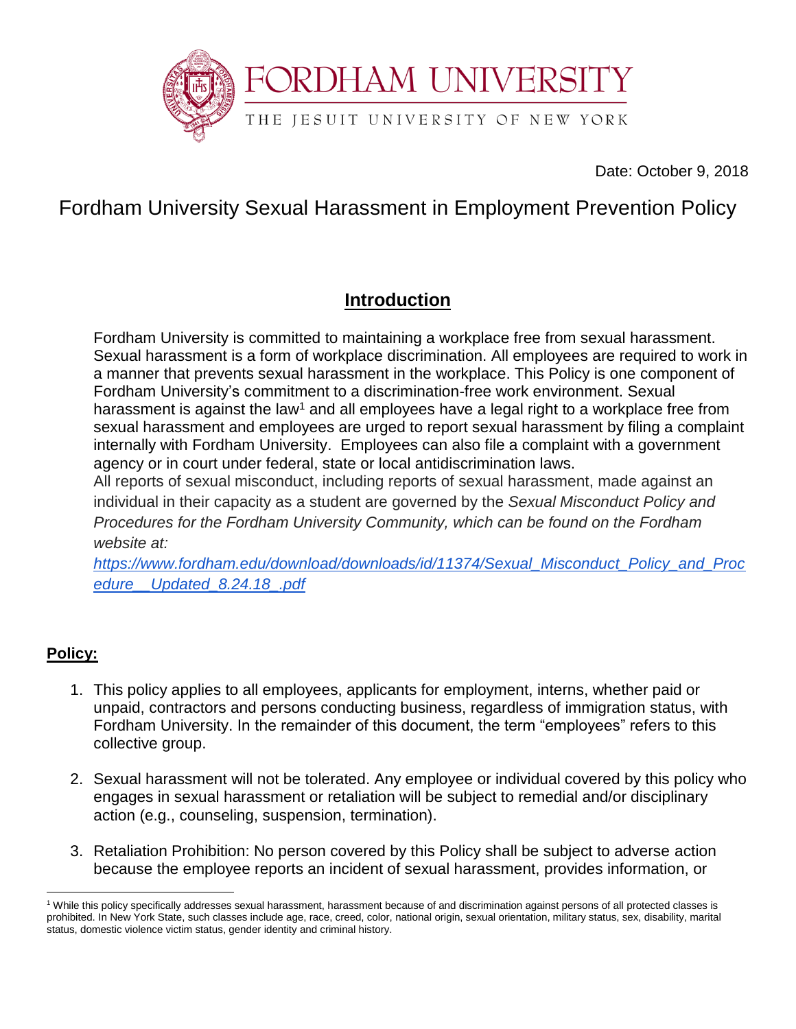FORDHAM UNIVERSITY

THE JESUIT UNIVERSITY OF NEW YORK

Date: October 9, 2018

# Fordham University Sexual Harassment in Employment Prevention Policy

## Introduction

Fordham University is committed to maintaining a workplace free from sexual harassment. Sexual harassment is a form of workplace discrimination. All employees are required to work in a manner that prevents sexual harassment in the workplace. This Policy is one component of Fordham University's commitment to a discrimination-free work environment. Sexual harassment is against the law[1] and all employees have a legal right to a workplace free from sexual harassment and employees are urged to report sexual harassment by filing a complaint internally with Fordham University. Employees can also file a complaint with a government agency or in court under federal, state or local antidiscrimination laws.
All reports of sexual misconduct, including reports of sexual harassment, made against an individual in their capacity as a student are governed by the *Sexual Misconduct Policy and Procedures for the Fordham University Community, which can be found on the Fordham website at:* *https://www.fordham.edu/download/downloads/id/11374/Sexual_Misconduct_Policy_and_Procedure__Updated_8.24.18_.pdf*

## Policy:

1. This policy applies to all employees, applicants for employment, interns, whether paid or unpaid, contractors and persons conducting business, regardless of immigration status, with Fordham University. In the remainder of this document, the term "employees" refers to this collective group.

2. Sexual harassment will not be tolerated. Any employee or individual covered by this policy who engages in sexual harassment or retaliation will be subject to remedial and/or disciplinary action (e.g., counseling, suspension, termination).

3. Retaliation Prohibition: No person covered by this Policy shall be subject to adverse action because the employee reports an incident of sexual harassment, provides information, or

[1] While this policy specifically addresses sexual harassment, harassment because of and discrimination against persons of all protected classes is prohibited. In New York State, such classes include age, race, creed, color, national origin, sexual orientation, military status, sex, disability, marital status, domestic violence victim status, gender identity and criminal history.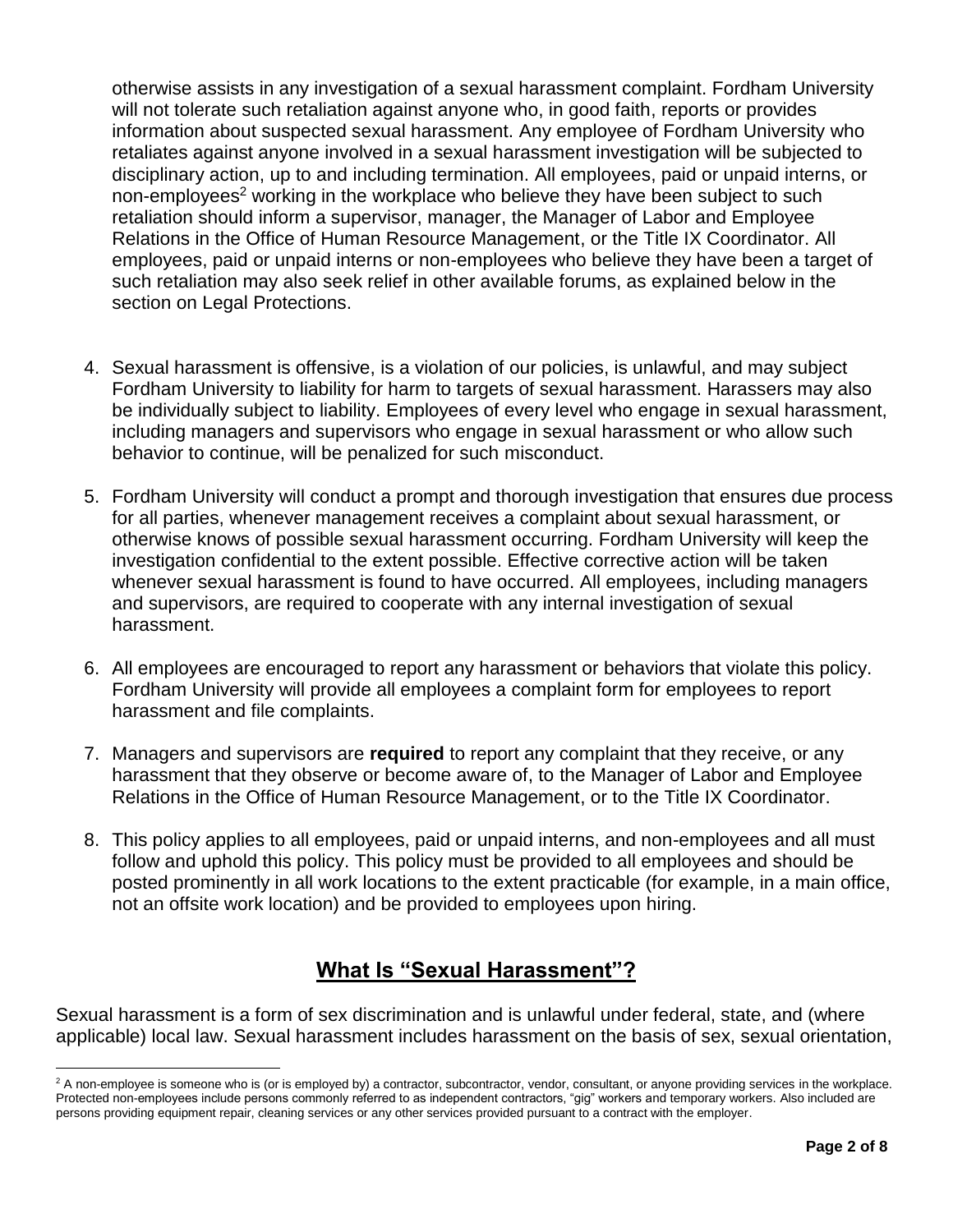otherwise assists in any investigation of a sexual harassment complaint. Fordham University will not tolerate such retaliation against anyone who, in good faith, reports or provides information about suspected sexual harassment. Any employee of Fordham University who retaliates against anyone involved in a sexual harassment investigation will be subjected to disciplinary action, up to and including termination. All employees, paid or unpaid interns, or non-employees[2] working in the workplace who believe they have been subject to such retaliation should inform a supervisor, manager, the Manager of Labor and Employee Relations in the Office of Human Resource Management, or the Title IX Coordinator. All employees, paid or unpaid interns or non-employees who believe they have been a target of such retaliation may also seek relief in other available forums, as explained below in the section on Legal Protections.

4. Sexual harassment is offensive, is a violation of our policies, is unlawful, and may subject Fordham University to liability for harm to targets of sexual harassment. Harassers may also be individually subject to liability. Employees of every level who engage in sexual harassment, including managers and supervisors who engage in sexual harassment or who allow such behavior to continue, will be penalized for such misconduct.

5. Fordham University will conduct a prompt and thorough investigation that ensures due process for all parties, whenever management receives a complaint about sexual harassment, or otherwise knows of possible sexual harassment occurring. Fordham University will keep the investigation confidential to the extent possible. Effective corrective action will be taken whenever sexual harassment is found to have occurred. All employees, including managers and supervisors, are required to cooperate with any internal investigation of sexual harassment.

6. All employees are encouraged to report any harassment or behaviors that violate this policy. Fordham University will provide all employees a complaint form for employees to report harassment and file complaints.

7. Managers and supervisors are **required** to report any complaint that they receive, or any harassment that they observe or become aware of, to the Manager of Labor and Employee Relations in the Office of Human Resource Management, or to the Title IX Coordinator.

8. This policy applies to all employees, paid or unpaid interns, and non-employees and all must follow and uphold this policy. This policy must be provided to all employees and should be posted prominently in all work locations to the extent practicable (for example, in a main office, not an offsite work location) and be provided to employees upon hiring.

## What Is "Sexual Harassment"?

Sexual harassment is a form of sex discrimination and is unlawful under federal, state, and (where applicable) local law. Sexual harassment includes harassment on the basis of sex, sexual orientation,

[2] A non-employee is someone who is (or is employed by) a contractor, subcontractor, vendor, consultant, or anyone providing services in the workplace. Protected non-employees include persons commonly referred to as independent contractors, "gig" workers and temporary workers. Also included are persons providing equipment repair, cleaning services or any other services provided pursuant to a contract with the employer.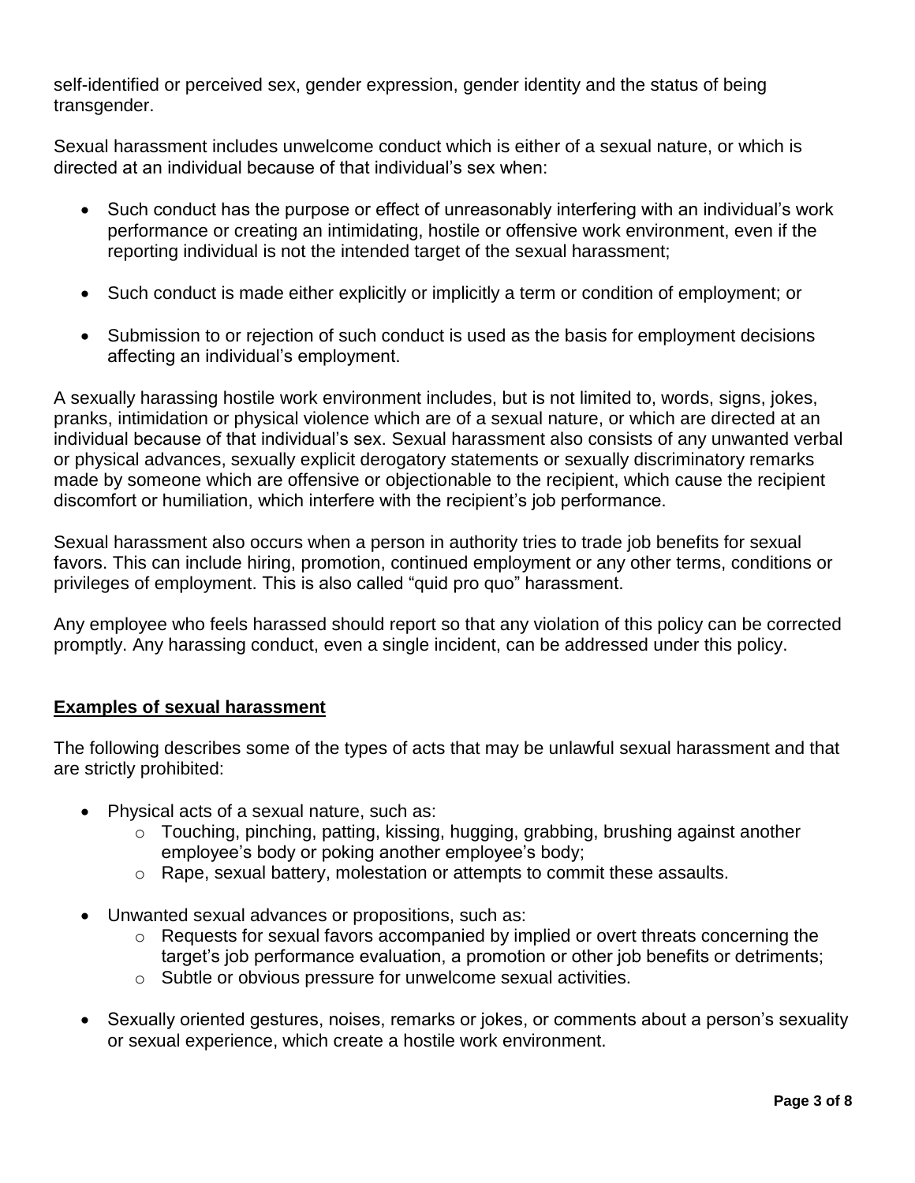self-identified or perceived sex, gender expression, gender identity and the status of being transgender.

Sexual harassment includes unwelcome conduct which is either of a sexual nature, or which is directed at an individual because of that individual's sex when:

- Such conduct has the purpose or effect of unreasonably interfering with an individual's work performance or creating an intimidating, hostile or offensive work environment, even if the reporting individual is not the intended target of the sexual harassment;
- Such conduct is made either explicitly or implicitly a term or condition of employment; or
- Submission to or rejection of such conduct is used as the basis for employment decisions affecting an individual's employment.

A sexually harassing hostile work environment includes, but is not limited to, words, signs, jokes, pranks, intimidation or physical violence which are of a sexual nature, or which are directed at an individual because of that individual's sex. Sexual harassment also consists of any unwanted verbal or physical advances, sexually explicit derogatory statements or sexually discriminatory remarks made by someone which are offensive or objectionable to the recipient, which cause the recipient discomfort or humiliation, which interfere with the recipient's job performance.

Sexual harassment also occurs when a person in authority tries to trade job benefits for sexual favors. This can include hiring, promotion, continued employment or any other terms, conditions or privileges of employment. This is also called "quid pro quo" harassment.

Any employee who feels harassed should report so that any violation of this policy can be corrected promptly. Any harassing conduct, even a single incident, can be addressed under this policy.

**Examples of sexual harassment**

The following describes some of the types of acts that may be unlawful sexual harassment and that are strictly prohibited:

- Physical acts of a sexual nature, such as:
  - Touching, pinching, patting, kissing, hugging, grabbing, brushing against another employee's body or poking another employee's body;
  - Rape, sexual battery, molestation or attempts to commit these assaults.
- Unwanted sexual advances or propositions, such as:
  - Requests for sexual favors accompanied by implied or overt threats concerning the target's job performance evaluation, a promotion or other job benefits or detriments;
  - Subtle or obvious pressure for unwelcome sexual activities.
- Sexually oriented gestures, noises, remarks or jokes, or comments about a person's sexuality or sexual experience, which create a hostile work environment.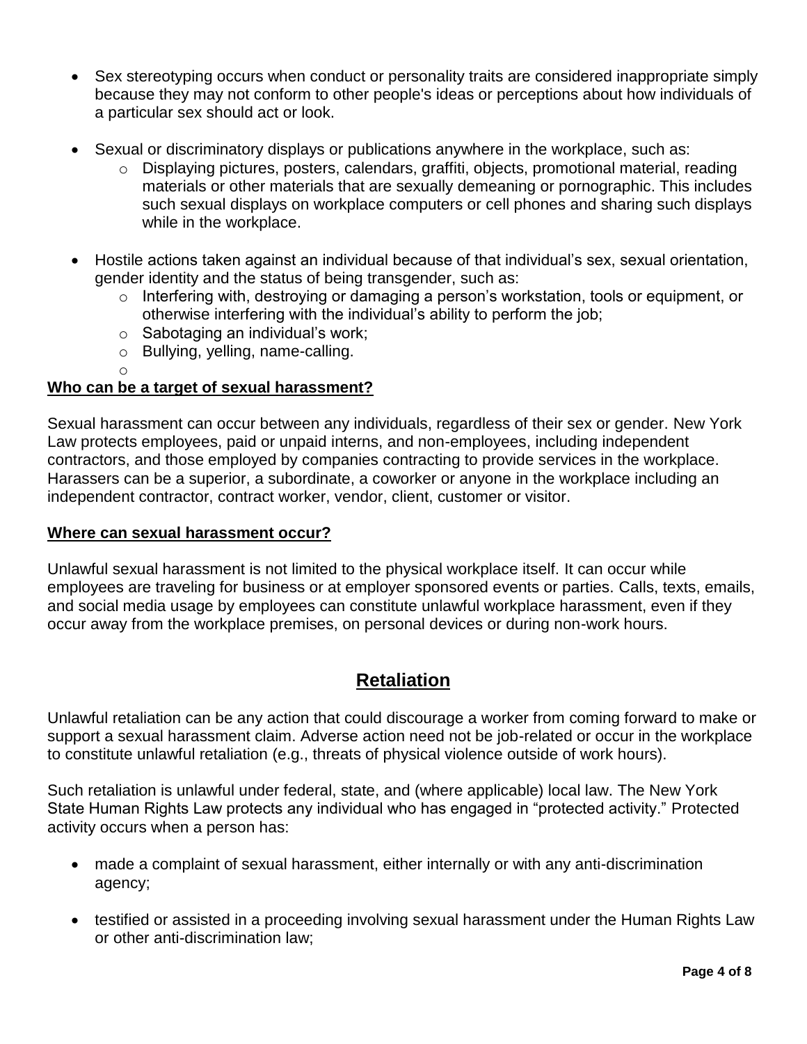- Sex stereotyping occurs when conduct or personality traits are considered inappropriate simply because they may not conform to other people's ideas or perceptions about how individuals of a particular sex should act or look.

- Sexual or discriminatory displays or publications anywhere in the workplace, such as:
  - Displaying pictures, posters, calendars, graffiti, objects, promotional material, reading materials or other materials that are sexually demeaning or pornographic. This includes such sexual displays on workplace computers or cell phones and sharing such displays while in the workplace.

- Hostile actions taken against an individual because of that individual's sex, sexual orientation, gender identity and the status of being transgender, such as:
  - Interfering with, destroying or damaging a person's workstation, tools or equipment, or otherwise interfering with the individual's ability to perform the job;
  - Sabotaging an individual's work;
  - Bullying, yelling, name-calling.

**<u>Who can be a target of sexual harassment?</u>**

Sexual harassment can occur between any individuals, regardless of their sex or gender. New York Law protects employees, paid or unpaid interns, and non-employees, including independent contractors, and those employed by companies contracting to provide services in the workplace. Harassers can be a superior, a subordinate, a coworker or anyone in the workplace including an independent contractor, contract worker, vendor, client, customer or visitor.

**<u>Where can sexual harassment occur?</u>**

Unlawful sexual harassment is not limited to the physical workplace itself. It can occur while employees are traveling for business or at employer sponsored events or parties. Calls, texts, emails, and social media usage by employees can constitute unlawful workplace harassment, even if they occur away from the workplace premises, on personal devices or during non-work hours.

## Retaliation

Unlawful retaliation can be any action that could discourage a worker from coming forward to make or support a sexual harassment claim. Adverse action need not be job-related or occur in the workplace to constitute unlawful retaliation (e.g., threats of physical violence outside of work hours).

Such retaliation is unlawful under federal, state, and (where applicable) local law. The New York State Human Rights Law protects any individual who has engaged in "protected activity." Protected activity occurs when a person has:

- made a complaint of sexual harassment, either internally or with any anti-discrimination agency;

- testified or assisted in a proceeding involving sexual harassment under the Human Rights Law or other anti-discrimination law;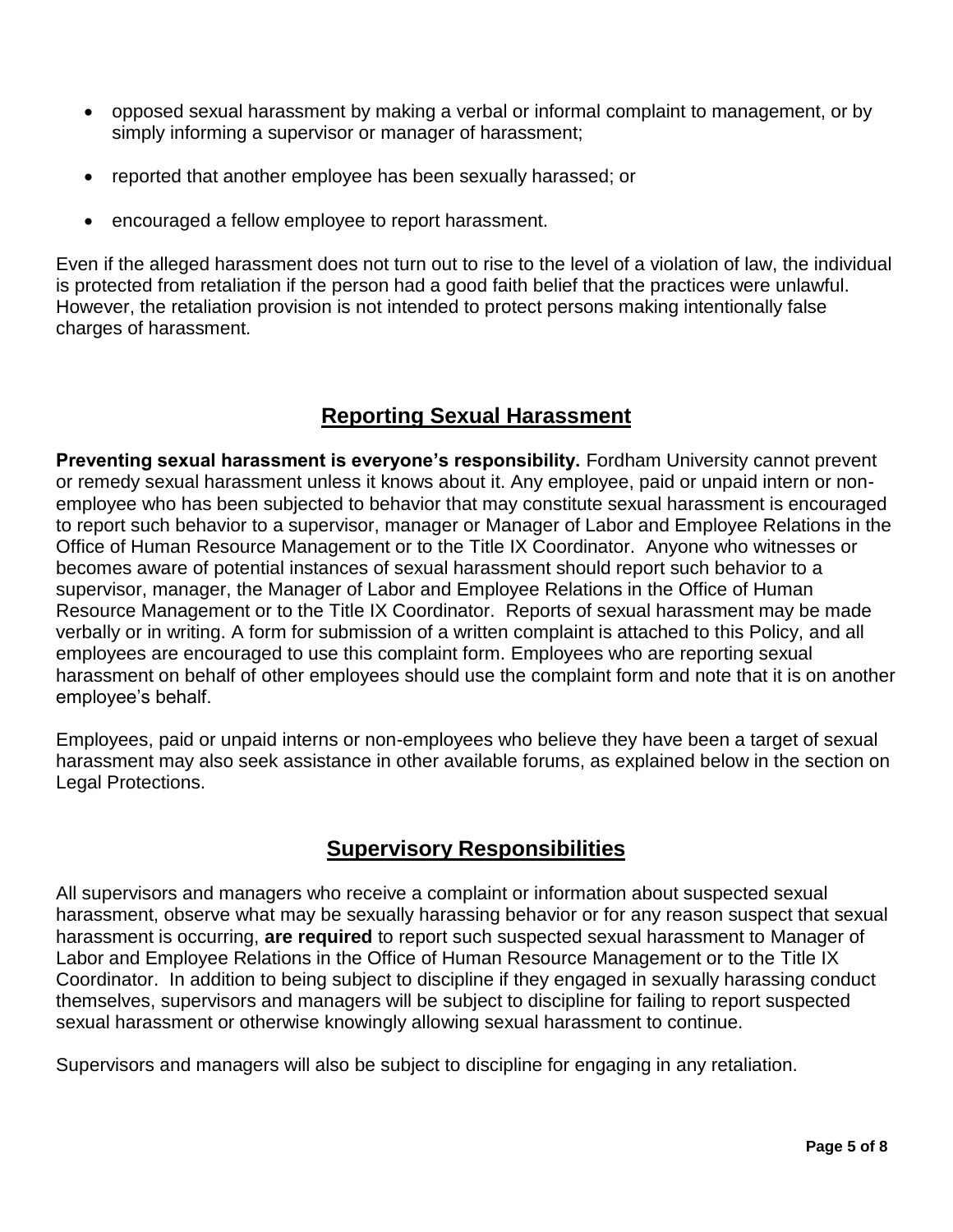- opposed sexual harassment by making a verbal or informal complaint to management, or by simply informing a supervisor or manager of harassment;
- reported that another employee has been sexually harassed; or
- encouraged a fellow employee to report harassment.

Even if the alleged harassment does not turn out to rise to the level of a violation of law, the individual is protected from retaliation if the person had a good faith belief that the practices were unlawful. However, the retaliation provision is not intended to protect persons making intentionally false charges of harassment.

## Reporting Sexual Harassment

**Preventing sexual harassment is everyone's responsibility.** Fordham University cannot prevent or remedy sexual harassment unless it knows about it. Any employee, paid or unpaid intern or non-employee who has been subjected to behavior that may constitute sexual harassment is encouraged to report such behavior to a supervisor, manager or Manager of Labor and Employee Relations in the Office of Human Resource Management or to the Title IX Coordinator. Anyone who witnesses or becomes aware of potential instances of sexual harassment should report such behavior to a supervisor, manager, the Manager of Labor and Employee Relations in the Office of Human Resource Management or to the Title IX Coordinator. Reports of sexual harassment may be made verbally or in writing. A form for submission of a written complaint is attached to this Policy, and all employees are encouraged to use this complaint form. Employees who are reporting sexual harassment on behalf of other employees should use the complaint form and note that it is on another employee's behalf.

Employees, paid or unpaid interns or non-employees who believe they have been a target of sexual harassment may also seek assistance in other available forums, as explained below in the section on Legal Protections.

## Supervisory Responsibilities

All supervisors and managers who receive a complaint or information about suspected sexual harassment, observe what may be sexually harassing behavior or for any reason suspect that sexual harassment is occurring, **are required** to report such suspected sexual harassment to Manager of Labor and Employee Relations in the Office of Human Resource Management or to the Title IX Coordinator. In addition to being subject to discipline if they engaged in sexually harassing conduct themselves, supervisors and managers will be subject to discipline for failing to report suspected sexual harassment or otherwise knowingly allowing sexual harassment to continue.

Supervisors and managers will also be subject to discipline for engaging in any retaliation.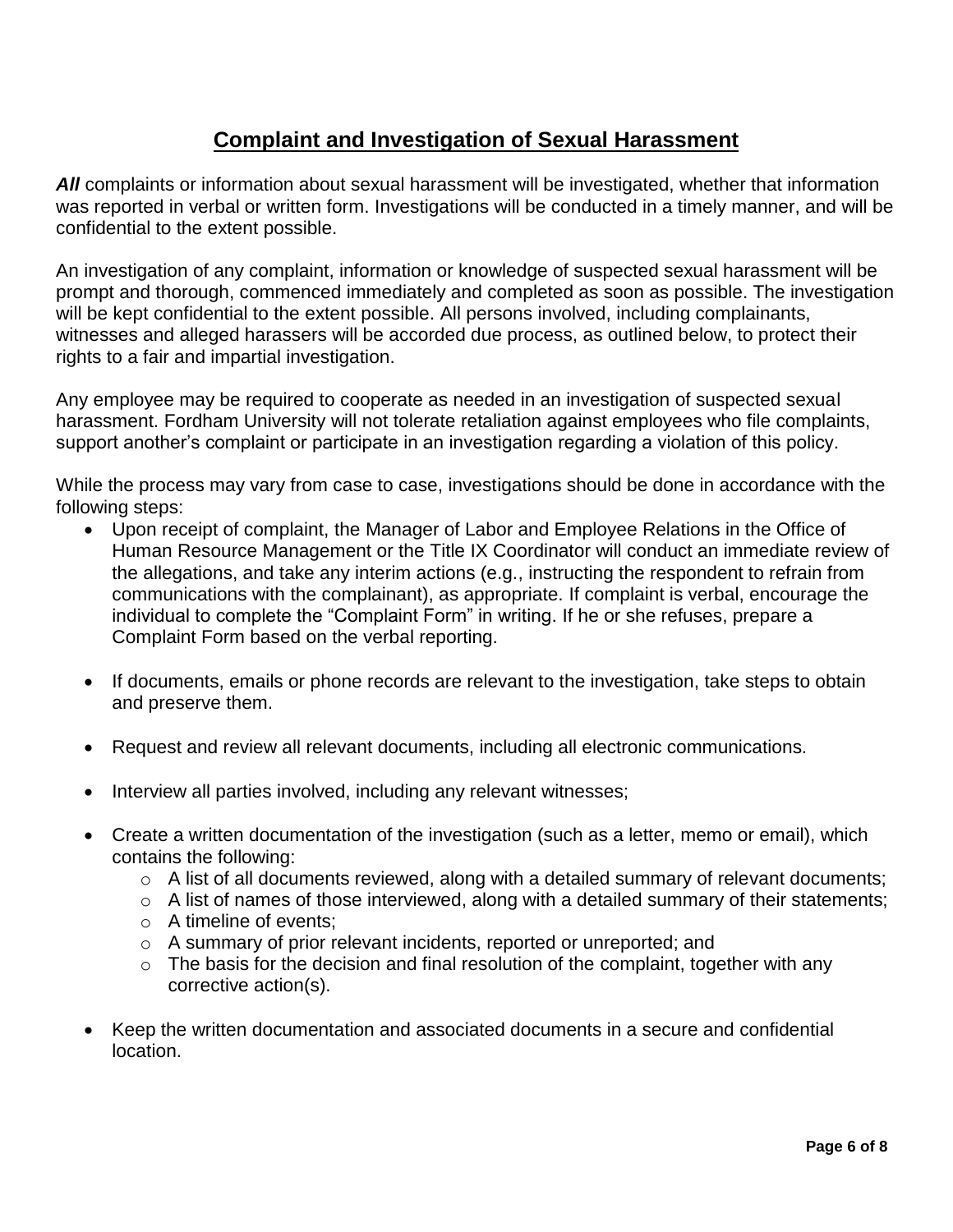## Complaint and Investigation of Sexual Harassment

***All*** complaints or information about sexual harassment will be investigated, whether that information was reported in verbal or written form. Investigations will be conducted in a timely manner, and will be confidential to the extent possible.

An investigation of any complaint, information or knowledge of suspected sexual harassment will be prompt and thorough, commenced immediately and completed as soon as possible. The investigation will be kept confidential to the extent possible. All persons involved, including complainants, witnesses and alleged harassers will be accorded due process, as outlined below, to protect their rights to a fair and impartial investigation.

Any employee may be required to cooperate as needed in an investigation of suspected sexual harassment. Fordham University will not tolerate retaliation against employees who file complaints, support another's complaint or participate in an investigation regarding a violation of this policy.

While the process may vary from case to case, investigations should be done in accordance with the following steps:

- Upon receipt of complaint, the Manager of Labor and Employee Relations in the Office of Human Resource Management or the Title IX Coordinator will conduct an immediate review of the allegations, and take any interim actions (e.g., instructing the respondent to refrain from communications with the complainant), as appropriate. If complaint is verbal, encourage the individual to complete the "Complaint Form" in writing. If he or she refuses, prepare a Complaint Form based on the verbal reporting.
- If documents, emails or phone records are relevant to the investigation, take steps to obtain and preserve them.
- Request and review all relevant documents, including all electronic communications.
- Interview all parties involved, including any relevant witnesses;
- Create a written documentation of the investigation (such as a letter, memo or email), which contains the following:
  - A list of all documents reviewed, along with a detailed summary of relevant documents;
  - A list of names of those interviewed, along with a detailed summary of their statements;
  - A timeline of events;
  - A summary of prior relevant incidents, reported or unreported; and
  - The basis for the decision and final resolution of the complaint, together with any corrective action(s).
- Keep the written documentation and associated documents in a secure and confidential location.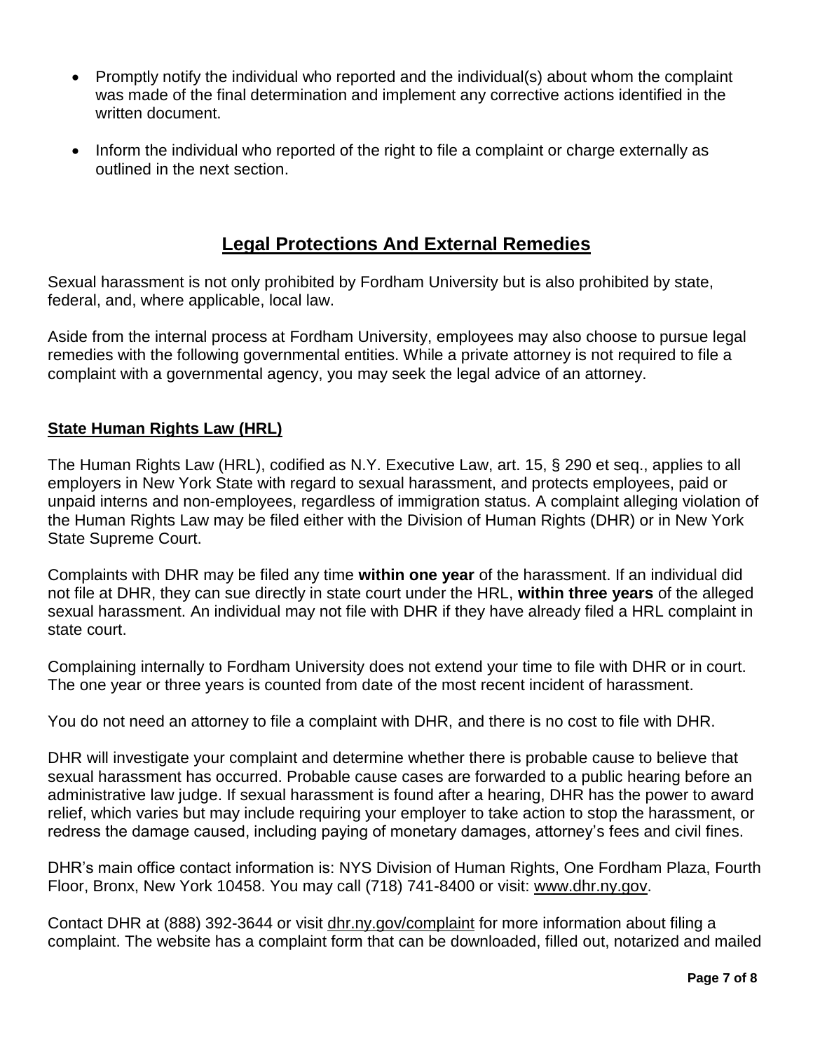- Promptly notify the individual who reported and the individual(s) about whom the complaint was made of the final determination and implement any corrective actions identified in the written document.
- Inform the individual who reported of the right to file a complaint or charge externally as outlined in the next section.

## Legal Protections And External Remedies

Sexual harassment is not only prohibited by Fordham University but is also prohibited by state, federal, and, where applicable, local law.

Aside from the internal process at Fordham University, employees may also choose to pursue legal remedies with the following governmental entities. While a private attorney is not required to file a complaint with a governmental agency, you may seek the legal advice of an attorney.

### State Human Rights Law (HRL)

The Human Rights Law (HRL), codified as N.Y. Executive Law, art. 15, § 290 et seq., applies to all employers in New York State with regard to sexual harassment, and protects employees, paid or unpaid interns and non-employees, regardless of immigration status. A complaint alleging violation of the Human Rights Law may be filed either with the Division of Human Rights (DHR) or in New York State Supreme Court.

Complaints with DHR may be filed any time **within one year** of the harassment. If an individual did not file at DHR, they can sue directly in state court under the HRL, **within three years** of the alleged sexual harassment. An individual may not file with DHR if they have already filed a HRL complaint in state court.

Complaining internally to Fordham University does not extend your time to file with DHR or in court. The one year or three years is counted from date of the most recent incident of harassment.

You do not need an attorney to file a complaint with DHR, and there is no cost to file with DHR.

DHR will investigate your complaint and determine whether there is probable cause to believe that sexual harassment has occurred. Probable cause cases are forwarded to a public hearing before an administrative law judge. If sexual harassment is found after a hearing, DHR has the power to award relief, which varies but may include requiring your employer to take action to stop the harassment, or redress the damage caused, including paying of monetary damages, attorney's fees and civil fines.

DHR's main office contact information is: NYS Division of Human Rights, One Fordham Plaza, Fourth Floor, Bronx, New York 10458. You may call (718) 741-8400 or visit: www.dhr.ny.gov.

Contact DHR at (888) 392-3644 or visit dhr.ny.gov/complaint for more information about filing a complaint. The website has a complaint form that can be downloaded, filled out, notarized and mailed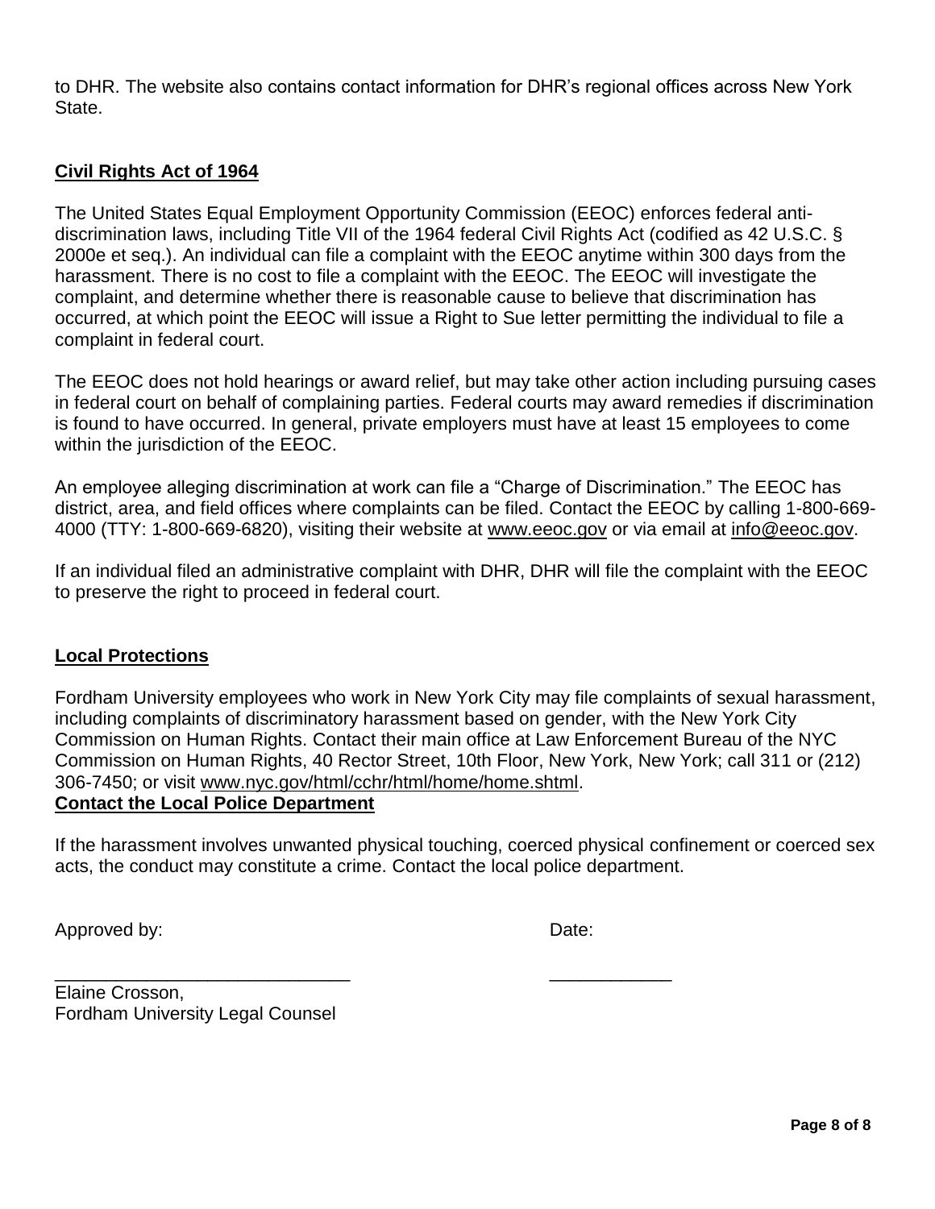to DHR. The website also contains contact information for DHR's regional offices across New York State.

## Civil Rights Act of 1964

The United States Equal Employment Opportunity Commission (EEOC) enforces federal anti-discrimination laws, including Title VII of the 1964 federal Civil Rights Act (codified as 42 U.S.C. § 2000e et seq.). An individual can file a complaint with the EEOC anytime within 300 days from the harassment. There is no cost to file a complaint with the EEOC. The EEOC will investigate the complaint, and determine whether there is reasonable cause to believe that discrimination has occurred, at which point the EEOC will issue a Right to Sue letter permitting the individual to file a complaint in federal court.

The EEOC does not hold hearings or award relief, but may take other action including pursuing cases in federal court on behalf of complaining parties. Federal courts may award remedies if discrimination is found to have occurred. In general, private employers must have at least 15 employees to come within the jurisdiction of the EEOC.

An employee alleging discrimination at work can file a "Charge of Discrimination." The EEOC has district, area, and field offices where complaints can be filed. Contact the EEOC by calling 1-800-669-4000 (TTY: 1-800-669-6820), visiting their website at www.eeoc.gov or via email at info@eeoc.gov.

If an individual filed an administrative complaint with DHR, DHR will file the complaint with the EEOC to preserve the right to proceed in federal court.

## Local Protections

Fordham University employees who work in New York City may file complaints of sexual harassment, including complaints of discriminatory harassment based on gender, with the New York City Commission on Human Rights. Contact their main office at Law Enforcement Bureau of the NYC Commission on Human Rights, 40 Rector Street, 10th Floor, New York, New York; call 311 or (212) 306-7450; or visit www.nyc.gov/html/cchr/html/home/home.shtml.

## Contact the Local Police Department

If the harassment involves unwanted physical touching, coerced physical confinement or coerced sex acts, the conduct may constitute a crime. Contact the local police department.

Approved by: Date:

\_\_\_\_\_\_\_\_\_\_\_\_\_\_\_\_\_\_\_\_\_\_\_\_\_\_\_\_\_\_ \_\_\_\_\_\_\_\_\_\_\_\_

Elaine Crosson,
Fordham University Legal Counsel